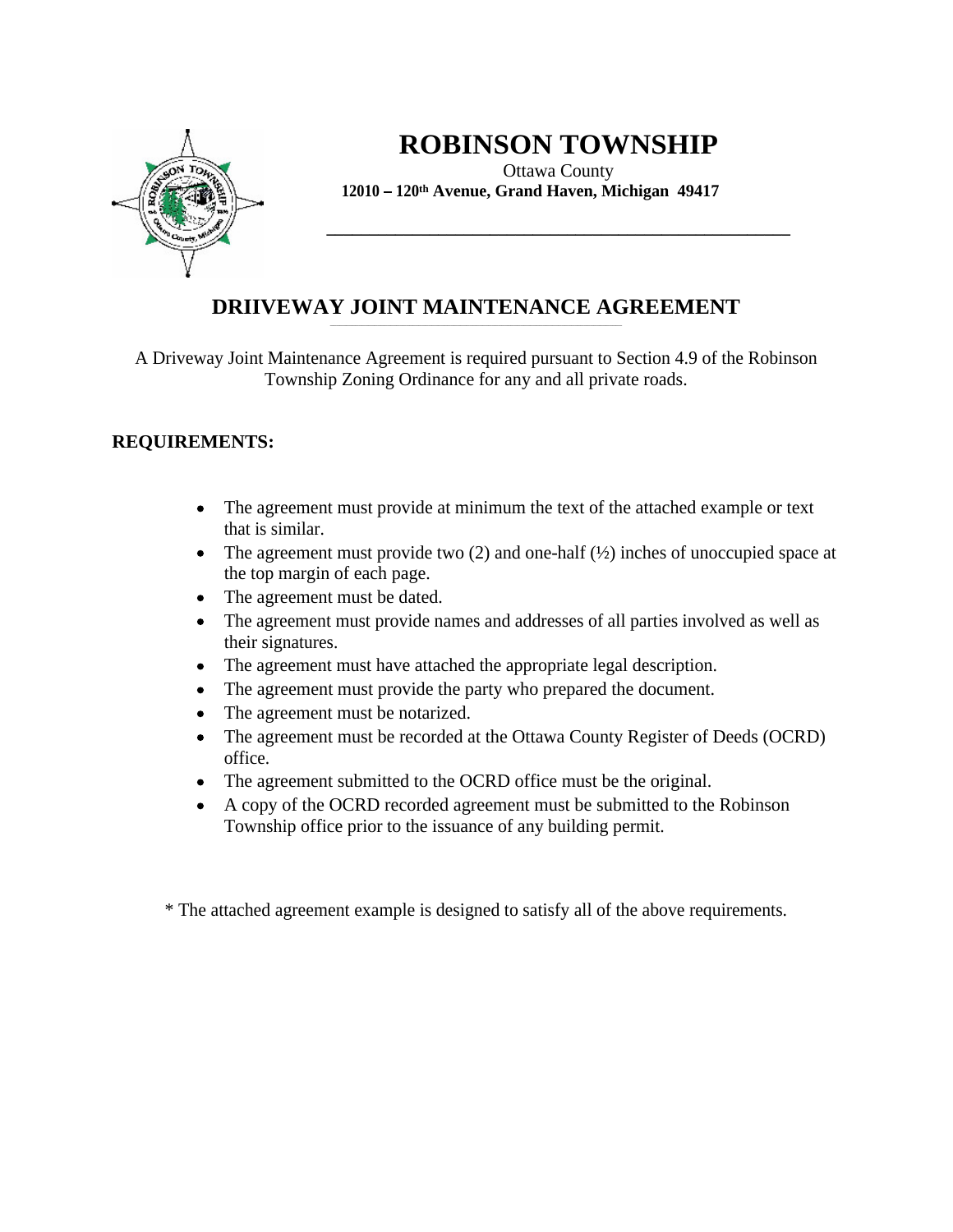# ROBINSON TOWNSHIP

Ottawa County

**12010 – 120th Avenue, Grand Haven, Michigan 49417**

## DRIIVEWAY JOINT MAINTENANCE AGREEMENT

A Driveway Joint Maintenance Agreement is required pursuant to Section 4.9 of the Robinson Township Zoning Ordinance for any and all private roads.

**REQUIREMENTS:**

- The agreement must provide at minimum the text of the attached example or text that is similar.
- The agreement must provide two (2) and one-half (½) inches of unoccupied space at the top margin of each page.
- The agreement must be dated.
- The agreement must provide names and addresses of all parties involved as well as their signatures.
- The agreement must have attached the appropriate legal description.
- The agreement must provide the party who prepared the document.
- The agreement must be notarized.
- The agreement must be recorded at the Ottawa County Register of Deeds (OCRD) office.
- The agreement submitted to the OCRD office must be the original.
- A copy of the OCRD recorded agreement must be submitted to the Robinson Township office prior to the issuance of any building permit.

\* The attached agreement example is designed to satisfy all of the above requirements.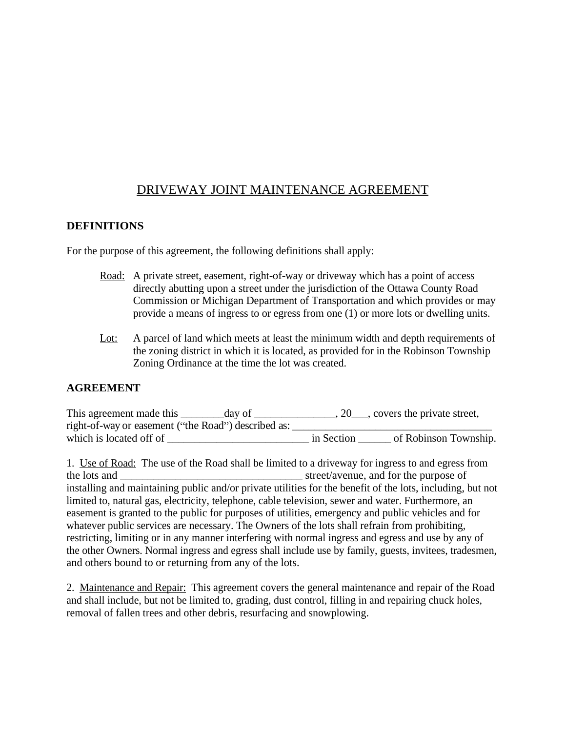# DRIVEWAY JOINT MAINTENANCE AGREEMENT

## DEFINITIONS

For the purpose of this agreement, the following definitions shall apply:

Road: A private street, easement, right-of-way or driveway which has a point of access directly abutting upon a street under the jurisdiction of the Ottawa County Road Commission or Michigan Department of Transportation and which provides or may provide a means of ingress to or egress from one (1) or more lots or dwelling units.

Lot: A parcel of land which meets at least the minimum width and depth requirements of the zoning district in which it is located, as provided for in the Robinson Township Zoning Ordinance at the time the lot was created.

## AGREEMENT

This agreement made this ________day of _______________, 20___, covers the private street, right-of-way or easement ("the Road") described as: ______________________________________ which is located off of __________________________ in Section ______ of Robinson Township.

1. Use of Road: The use of the Road shall be limited to a driveway for ingress to and egress from the lots and _________________________________ street/avenue, and for the purpose of installing and maintaining public and/or private utilities for the benefit of the lots, including, but not limited to, natural gas, electricity, telephone, cable television, sewer and water. Furthermore, an easement is granted to the public for purposes of utilities, emergency and public vehicles and for whatever public services are necessary. The Owners of the lots shall refrain from prohibiting, restricting, limiting or in any manner interfering with normal ingress and egress and use by any of the other Owners. Normal ingress and egress shall include use by family, guests, invitees, tradesmen, and others bound to or returning from any of the lots.

2. Maintenance and Repair: This agreement covers the general maintenance and repair of the Road and shall include, but not be limited to, grading, dust control, filling in and repairing chuck holes, removal of fallen trees and other debris, resurfacing and snowplowing.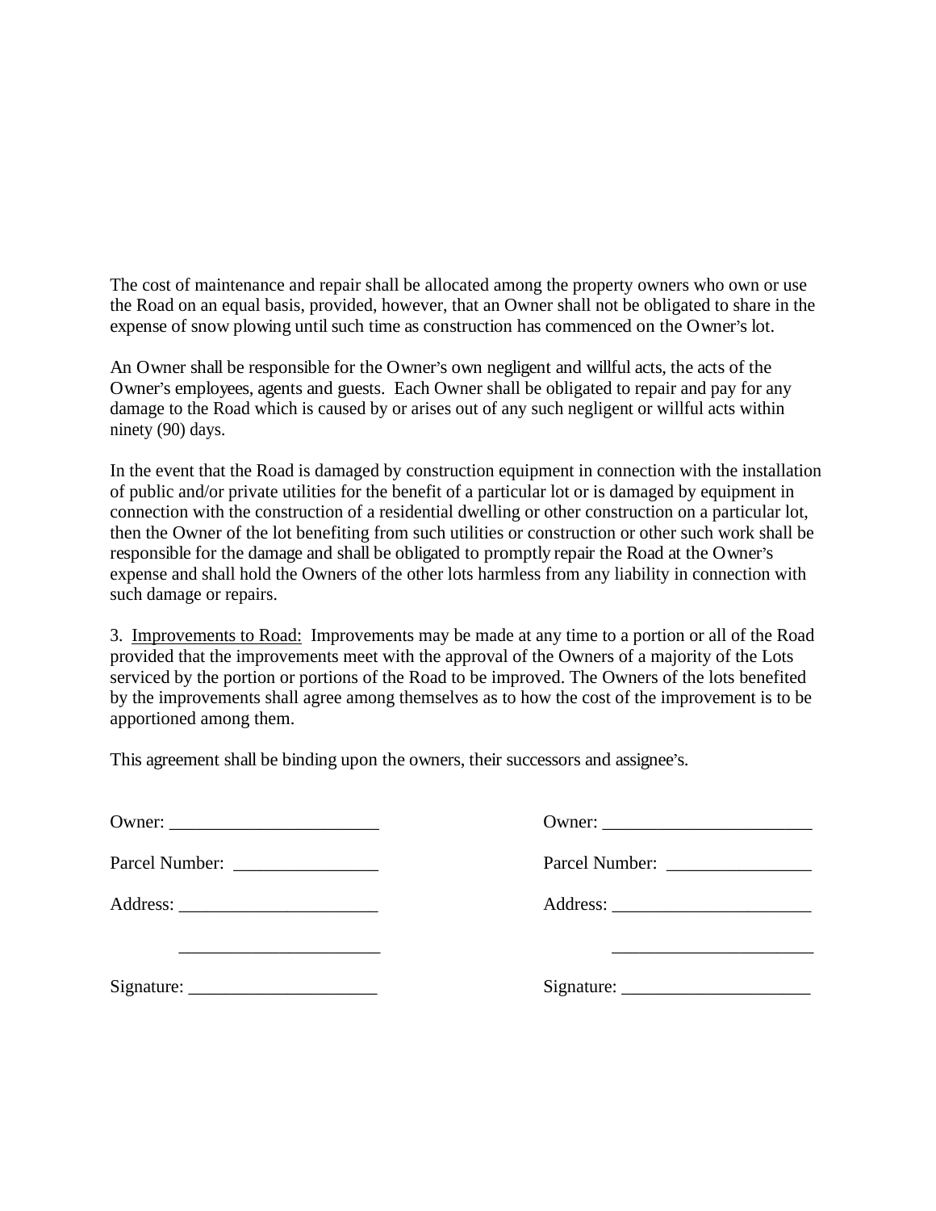The cost of maintenance and repair shall be allocated among the property owners who own or use the Road on an equal basis, provided, however, that an Owner shall not be obligated to share in the expense of snow plowing until such time as construction has commenced on the Owner's lot.

An Owner shall be responsible for the Owner's own negligent and willful acts, the acts of the Owner's employees, agents and guests. Each Owner shall be obligated to repair and pay for any damage to the Road which is caused by or arises out of any such negligent or willful acts within ninety (90) days.

In the event that the Road is damaged by construction equipment in connection with the installation of public and/or private utilities for the benefit of a particular lot or is damaged by equipment in connection with the construction of a residential dwelling or other construction on a particular lot, then the Owner of the lot benefiting from such utilities or construction or other such work shall be responsible for the damage and shall be obligated to promptly repair the Road at the Owner's expense and shall hold the Owners of the other lots harmless from any liability in connection with such damage or repairs.

3. <u>Improvements to Road:</u> Improvements may be made at any time to a portion or all of the Road provided that the improvements meet with the approval of the Owners of a majority of the Lots serviced by the portion or portions of the Road to be improved. The Owners of the lots benefited by the improvements shall agree among themselves as to how the cost of the improvement is to be apportioned among them.

This agreement shall be binding upon the owners, their successors and assignee's.

Owner: _______________________

Parcel Number: ________________

Address: ______________________

______________________

Signature: _____________________

Owner: _______________________

Parcel Number: ________________

Address: ______________________

______________________

Signature: _____________________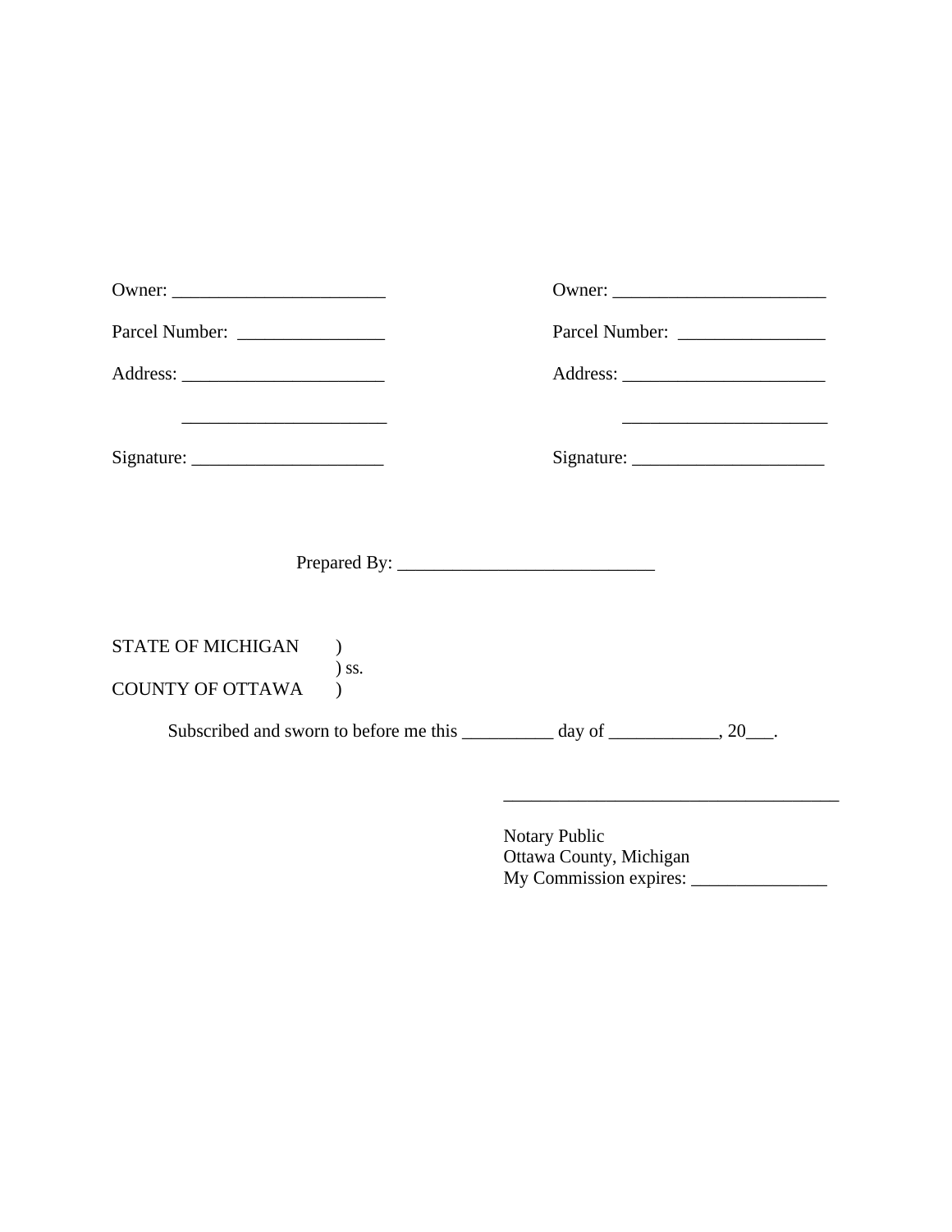Owner: _______________________

Parcel Number: ________________

Address: ______________________

_______________________

Signature: _____________________

Owner: _______________________

Parcel Number: ________________

Address: ______________________

_______________________

Signature: _____________________

Prepared By: ____________________________

STATE OF MICHIGAN )
) ss.
COUNTY OF OTTAWA )

Subscribed and sworn to before me this __________ day of ____________, 20___.

____________________________________

Notary Public
Ottawa County, Michigan
My Commission expires: _______________